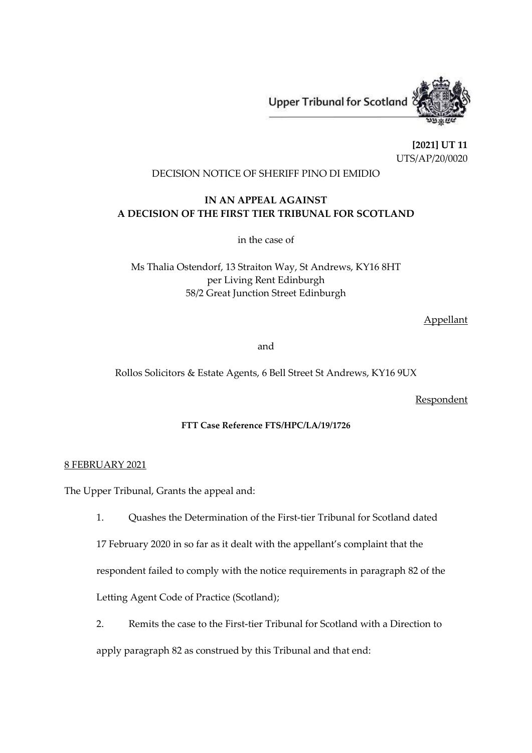Upper Tribunal for Scotland

**[2021] UT 11**
UTS/AP/20/0020

DECISION NOTICE OF SHERIFF PINO DI EMIDIO

**IN AN APPEAL AGAINST**
**A DECISION OF THE FIRST TIER TRIBUNAL FOR SCOTLAND**

in the case of

Ms Thalia Ostendorf, 13 Straiton Way, St Andrews, KY16 8HT
per Living Rent Edinburgh
58/2 Great Junction Street Edinburgh

Appellant

and

Rollos Solicitors & Estate Agents, 6 Bell Street St Andrews, KY16 9UX

Respondent

**FTT Case Reference FTS/HPC/LA/19/1726**

8 FEBRUARY 2021

The Upper Tribunal, Grants the appeal and:

1. Quashes the Determination of the First-tier Tribunal for Scotland dated 17 February 2020 in so far as it dealt with the appellant's complaint that the respondent failed to comply with the notice requirements in paragraph 82 of the Letting Agent Code of Practice (Scotland);

2. Remits the case to the First-tier Tribunal for Scotland with a Direction to apply paragraph 82 as construed by this Tribunal and that end: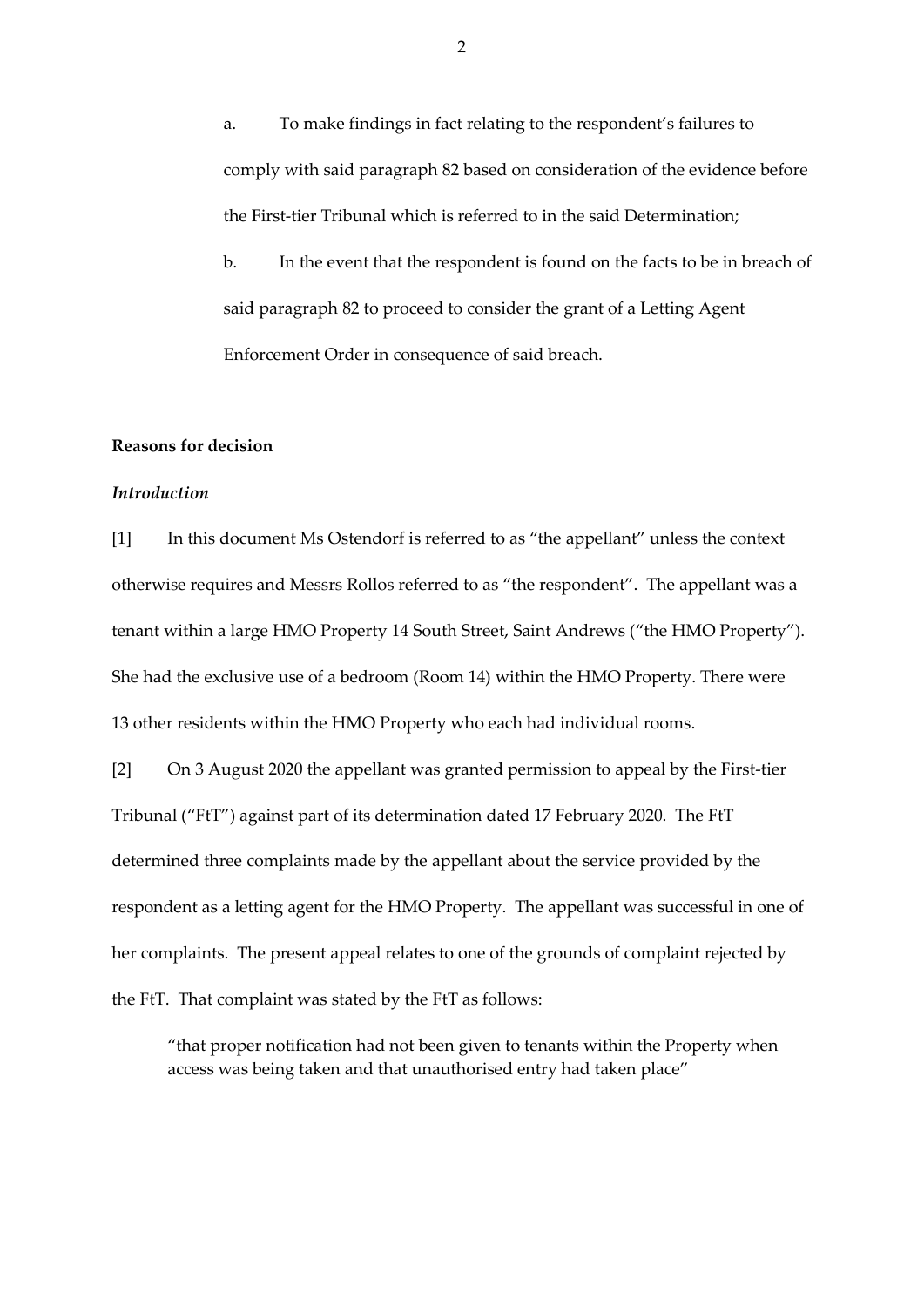a. To make findings in fact relating to the respondent's failures to comply with said paragraph 82 based on consideration of the evidence before the First-tier Tribunal which is referred to in the said Determination;

b. In the event that the respondent is found on the facts to be in breach of said paragraph 82 to proceed to consider the grant of a Letting Agent Enforcement Order in consequence of said breach.

## Reasons for decision

### *Introduction*

[1] In this document Ms Ostendorf is referred to as "the appellant" unless the context otherwise requires and Messrs Rollos referred to as "the respondent". The appellant was a tenant within a large HMO Property 14 South Street, Saint Andrews ("the HMO Property"). She had the exclusive use of a bedroom (Room 14) within the HMO Property. There were 13 other residents within the HMO Property who each had individual rooms.

[2] On 3 August 2020 the appellant was granted permission to appeal by the First-tier Tribunal ("FtT") against part of its determination dated 17 February 2020. The FtT determined three complaints made by the appellant about the service provided by the respondent as a letting agent for the HMO Property. The appellant was successful in one of her complaints. The present appeal relates to one of the grounds of complaint rejected by the FtT. That complaint was stated by the FtT as follows:

> "that proper notification had not been given to tenants within the Property when access was being taken and that unauthorised entry had taken place"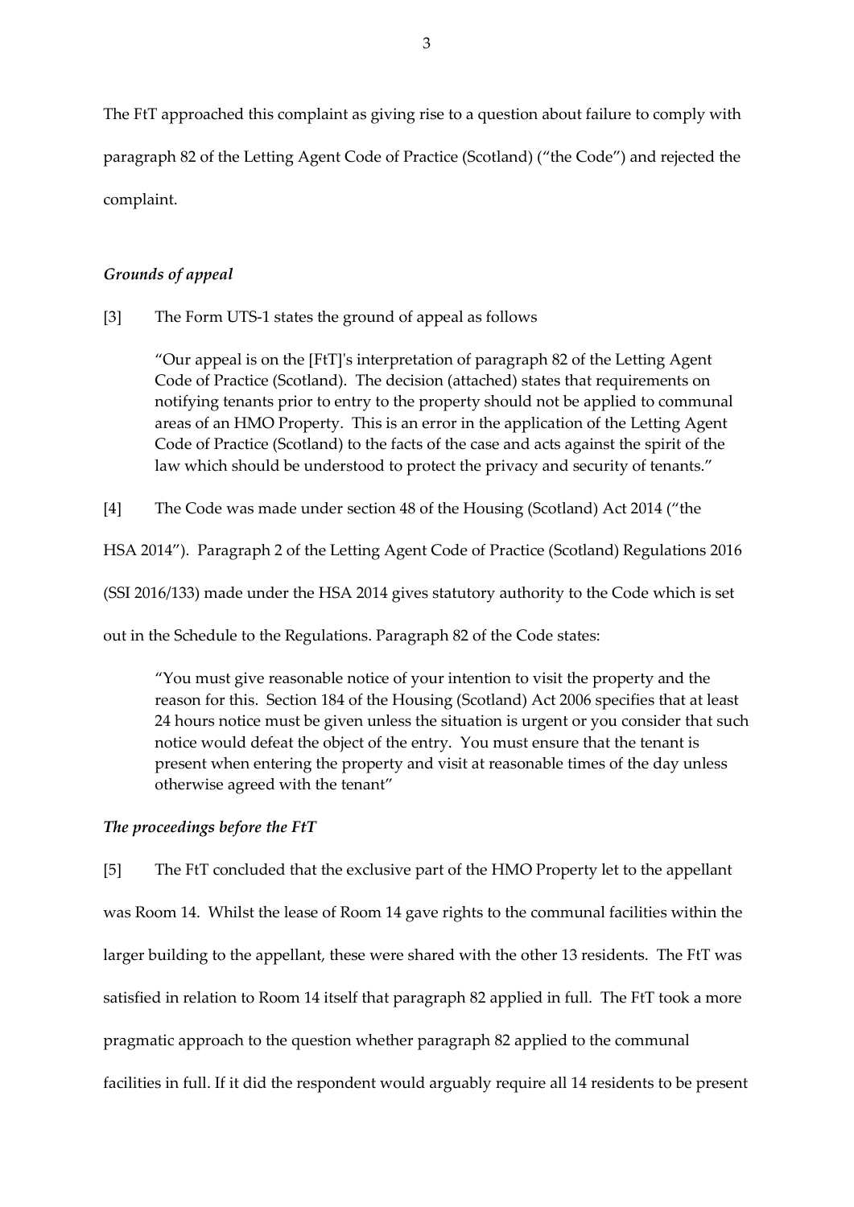The FtT approached this complaint as giving rise to a question about failure to comply with paragraph 82 of the Letting Agent Code of Practice (Scotland) ("the Code") and rejected the complaint.

### *Grounds of appeal*

[3] The Form UTS-1 states the ground of appeal as follows

> "Our appeal is on the [FtT]'s interpretation of paragraph 82 of the Letting Agent Code of Practice (Scotland). The decision (attached) states that requirements on notifying tenants prior to entry to the property should not be applied to communal areas of an HMO Property. This is an error in the application of the Letting Agent Code of Practice (Scotland) to the facts of the case and acts against the spirit of the law which should be understood to protect the privacy and security of tenants."

[4] The Code was made under section 48 of the Housing (Scotland) Act 2014 ("the HSA 2014"). Paragraph 2 of the Letting Agent Code of Practice (Scotland) Regulations 2016 (SSI 2016/133) made under the HSA 2014 gives statutory authority to the Code which is set out in the Schedule to the Regulations. Paragraph 82 of the Code states:

> "You must give reasonable notice of your intention to visit the property and the reason for this. Section 184 of the Housing (Scotland) Act 2006 specifies that at least 24 hours notice must be given unless the situation is urgent or you consider that such notice would defeat the object of the entry. You must ensure that the tenant is present when entering the property and visit at reasonable times of the day unless otherwise agreed with the tenant"

### *The proceedings before the FtT*

[5] The FtT concluded that the exclusive part of the HMO Property let to the appellant was Room 14. Whilst the lease of Room 14 gave rights to the communal facilities within the larger building to the appellant, these were shared with the other 13 residents. The FtT was satisfied in relation to Room 14 itself that paragraph 82 applied in full. The FtT took a more pragmatic approach to the question whether paragraph 82 applied to the communal facilities in full. If it did the respondent would arguably require all 14 residents to be present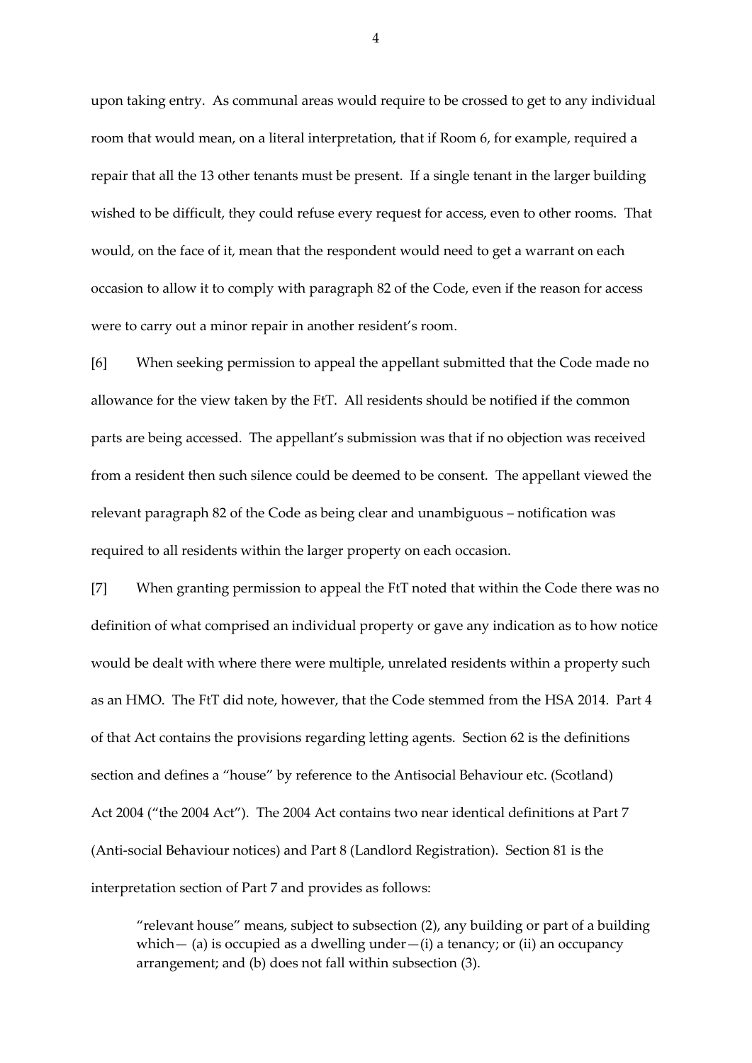upon taking entry. As communal areas would require to be crossed to get to any individual room that would mean, on a literal interpretation, that if Room 6, for example, required a repair that all the 13 other tenants must be present. If a single tenant in the larger building wished to be difficult, they could refuse every request for access, even to other rooms. That would, on the face of it, mean that the respondent would need to get a warrant on each occasion to allow it to comply with paragraph 82 of the Code, even if the reason for access were to carry out a minor repair in another resident's room.

[6] When seeking permission to appeal the appellant submitted that the Code made no allowance for the view taken by the FtT. All residents should be notified if the common parts are being accessed. The appellant's submission was that if no objection was received from a resident then such silence could be deemed to be consent. The appellant viewed the relevant paragraph 82 of the Code as being clear and unambiguous – notification was required to all residents within the larger property on each occasion.

[7] When granting permission to appeal the FtT noted that within the Code there was no definition of what comprised an individual property or gave any indication as to how notice would be dealt with where there were multiple, unrelated residents within a property such as an HMO. The FtT did note, however, that the Code stemmed from the HSA 2014. Part 4 of that Act contains the provisions regarding letting agents. Section 62 is the definitions section and defines a "house" by reference to the Antisocial Behaviour etc. (Scotland) Act 2004 ("the 2004 Act"). The 2004 Act contains two near identical definitions at Part 7 (Anti-social Behaviour notices) and Part 8 (Landlord Registration). Section 81 is the interpretation section of Part 7 and provides as follows:

> "relevant house" means, subject to subsection (2), any building or part of a building which— (a) is occupied as a dwelling under—(i) a tenancy; or (ii) an occupancy arrangement; and (b) does not fall within subsection (3).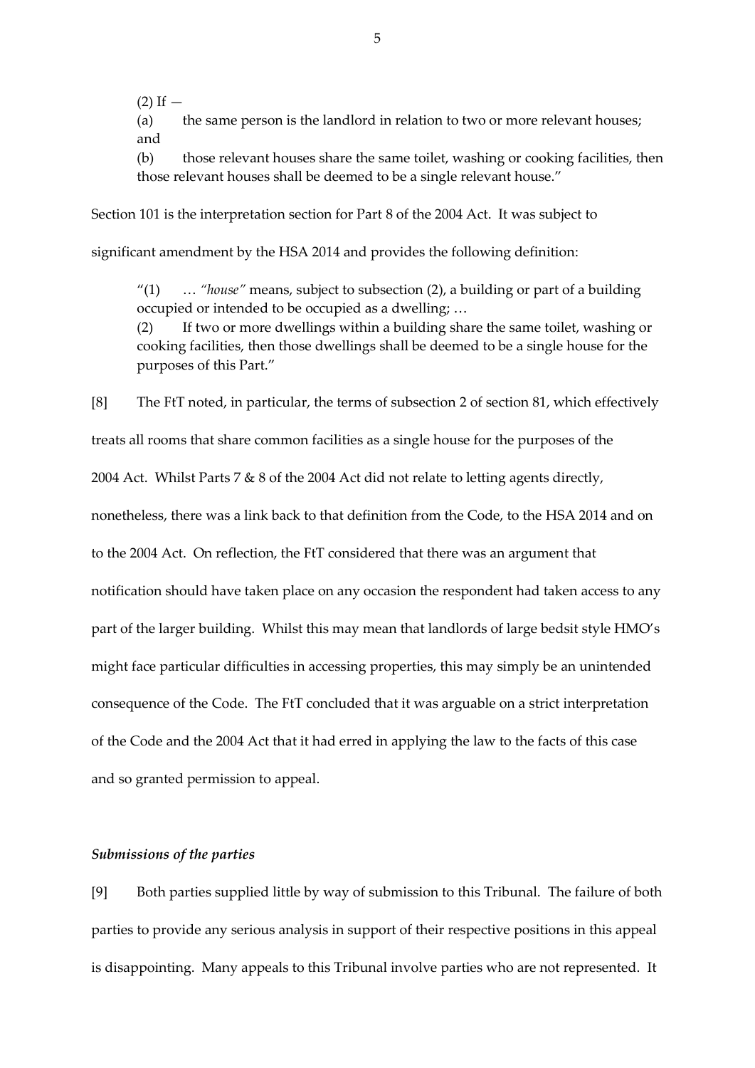(2) If —

(a) the same person is the landlord in relation to two or more relevant houses; and

(b) those relevant houses share the same toilet, washing or cooking facilities, then those relevant houses shall be deemed to be a single relevant house."

Section 101 is the interpretation section for Part 8 of the 2004 Act. It was subject to significant amendment by the HSA 2014 and provides the following definition:

> "(1) … *"house"* means, subject to subsection (2), a building or part of a building occupied or intended to be occupied as a dwelling; …
>
> (2) If two or more dwellings within a building share the same toilet, washing or cooking facilities, then those dwellings shall be deemed to be a single house for the purposes of this Part."

[8] The FtT noted, in particular, the terms of subsection 2 of section 81, which effectively treats all rooms that share common facilities as a single house for the purposes of the 2004 Act. Whilst Parts 7 & 8 of the 2004 Act did not relate to letting agents directly, nonetheless, there was a link back to that definition from the Code, to the HSA 2014 and on to the 2004 Act. On reflection, the FtT considered that there was an argument that notification should have taken place on any occasion the respondent had taken access to any part of the larger building. Whilst this may mean that landlords of large bedsit style HMO's might face particular difficulties in accessing properties, this may simply be an unintended consequence of the Code. The FtT concluded that it was arguable on a strict interpretation of the Code and the 2004 Act that it had erred in applying the law to the facts of this case and so granted permission to appeal.

### *Submissions of the parties*

[9] Both parties supplied little by way of submission to this Tribunal. The failure of both parties to provide any serious analysis in support of their respective positions in this appeal is disappointing. Many appeals to this Tribunal involve parties who are not represented. It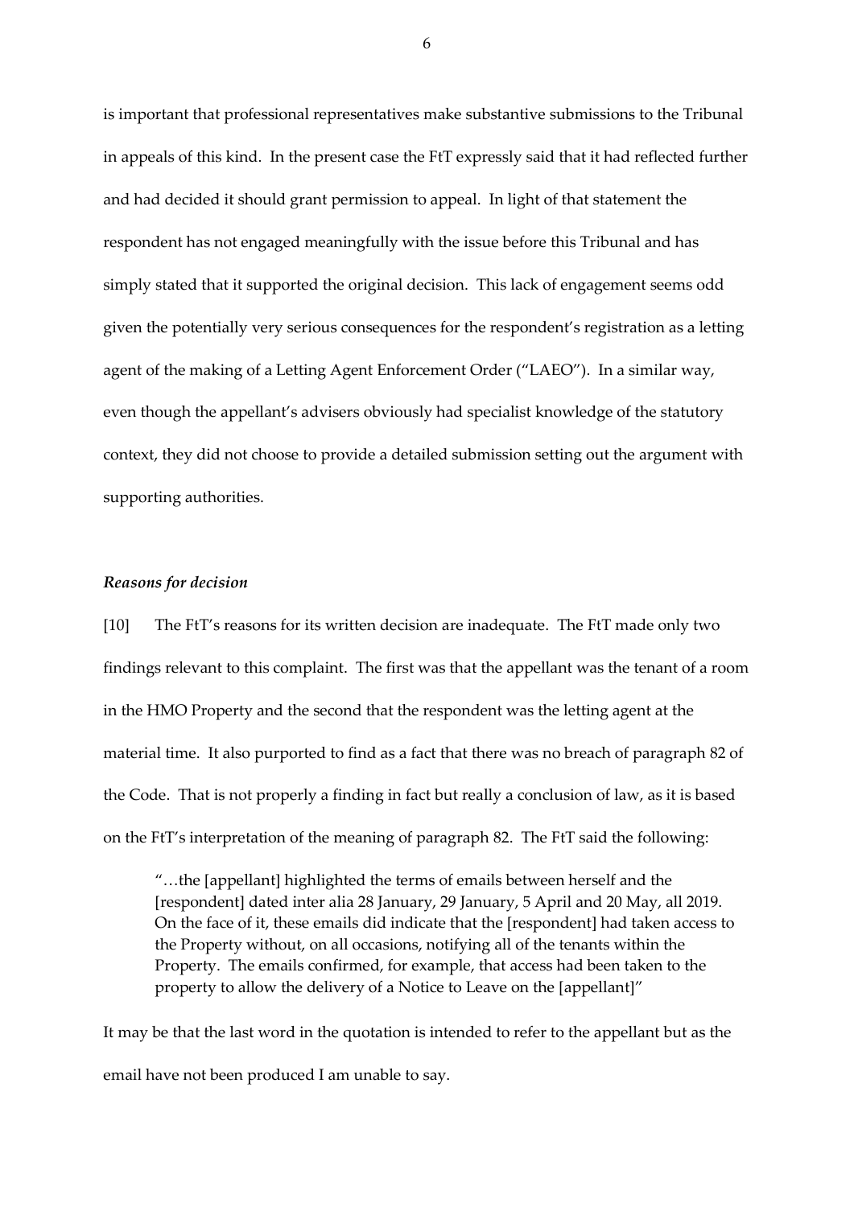is important that professional representatives make substantive submissions to the Tribunal in appeals of this kind. In the present case the FtT expressly said that it had reflected further and had decided it should grant permission to appeal. In light of that statement the respondent has not engaged meaningfully with the issue before this Tribunal and has simply stated that it supported the original decision. This lack of engagement seems odd given the potentially very serious consequences for the respondent's registration as a letting agent of the making of a Letting Agent Enforcement Order ("LAEO"). In a similar way, even though the appellant's advisers obviously had specialist knowledge of the statutory context, they did not choose to provide a detailed submission setting out the argument with supporting authorities.

### *Reasons for decision*

[10] The FtT's reasons for its written decision are inadequate. The FtT made only two findings relevant to this complaint. The first was that the appellant was the tenant of a room in the HMO Property and the second that the respondent was the letting agent at the material time. It also purported to find as a fact that there was no breach of paragraph 82 of the Code. That is not properly a finding in fact but really a conclusion of law, as it is based on the FtT's interpretation of the meaning of paragraph 82. The FtT said the following:

> "…the [appellant] highlighted the terms of emails between herself and the [respondent] dated inter alia 28 January, 29 January, 5 April and 20 May, all 2019. On the face of it, these emails did indicate that the [respondent] had taken access to the Property without, on all occasions, notifying all of the tenants within the Property. The emails confirmed, for example, that access had been taken to the property to allow the delivery of a Notice to Leave on the [appellant]"

It may be that the last word in the quotation is intended to refer to the appellant but as the email have not been produced I am unable to say.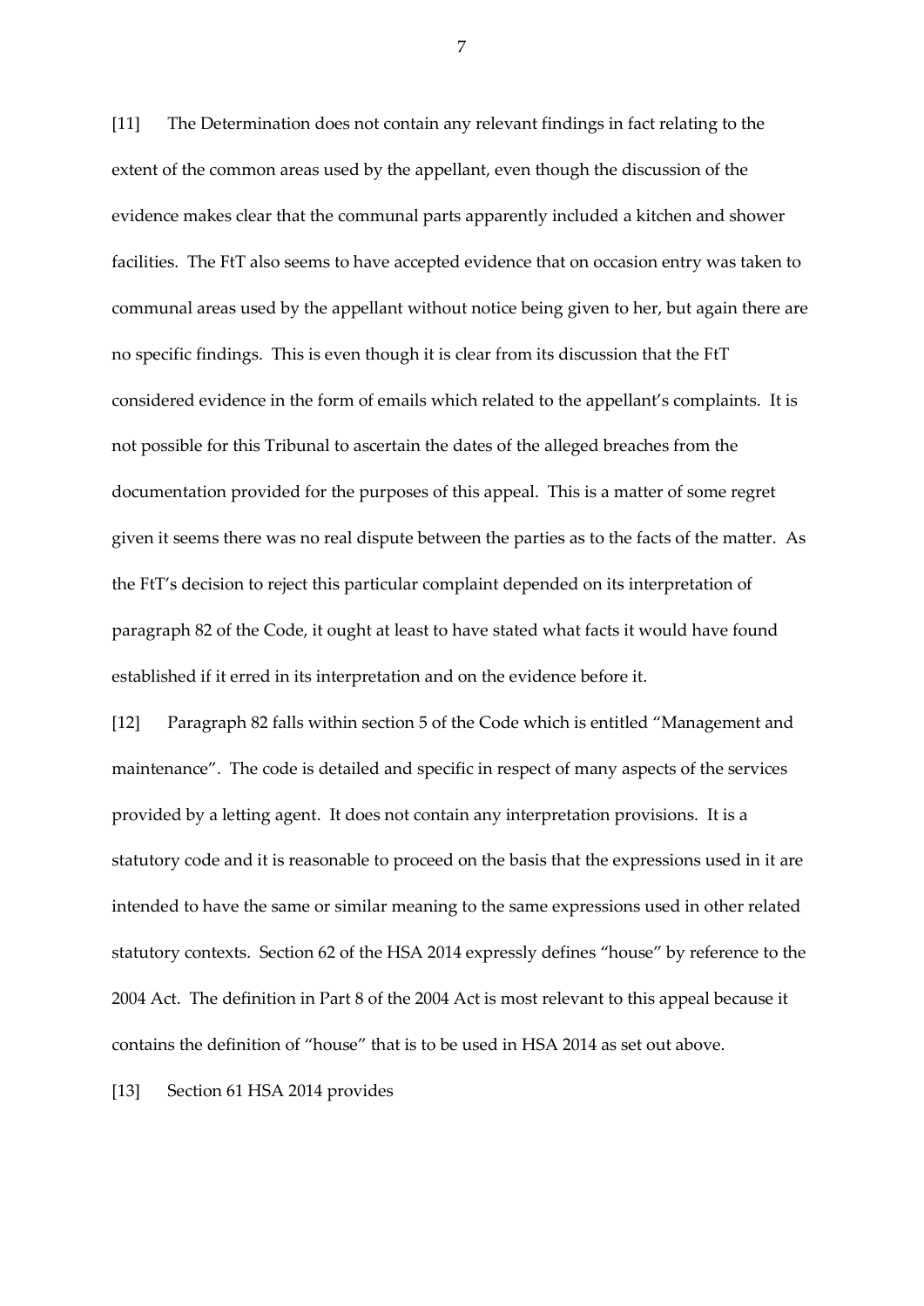[11] The Determination does not contain any relevant findings in fact relating to the extent of the common areas used by the appellant, even though the discussion of the evidence makes clear that the communal parts apparently included a kitchen and shower facilities. The FtT also seems to have accepted evidence that on occasion entry was taken to communal areas used by the appellant without notice being given to her, but again there are no specific findings. This is even though it is clear from its discussion that the FtT considered evidence in the form of emails which related to the appellant's complaints. It is not possible for this Tribunal to ascertain the dates of the alleged breaches from the documentation provided for the purposes of this appeal. This is a matter of some regret given it seems there was no real dispute between the parties as to the facts of the matter. As the FtT's decision to reject this particular complaint depended on its interpretation of paragraph 82 of the Code, it ought at least to have stated what facts it would have found established if it erred in its interpretation and on the evidence before it.

[12] Paragraph 82 falls within section 5 of the Code which is entitled "Management and maintenance". The code is detailed and specific in respect of many aspects of the services provided by a letting agent. It does not contain any interpretation provisions. It is a statutory code and it is reasonable to proceed on the basis that the expressions used in it are intended to have the same or similar meaning to the same expressions used in other related statutory contexts. Section 62 of the HSA 2014 expressly defines "house" by reference to the 2004 Act. The definition in Part 8 of the 2004 Act is most relevant to this appeal because it contains the definition of "house" that is to be used in HSA 2014 as set out above.

[13] Section 61 HSA 2014 provides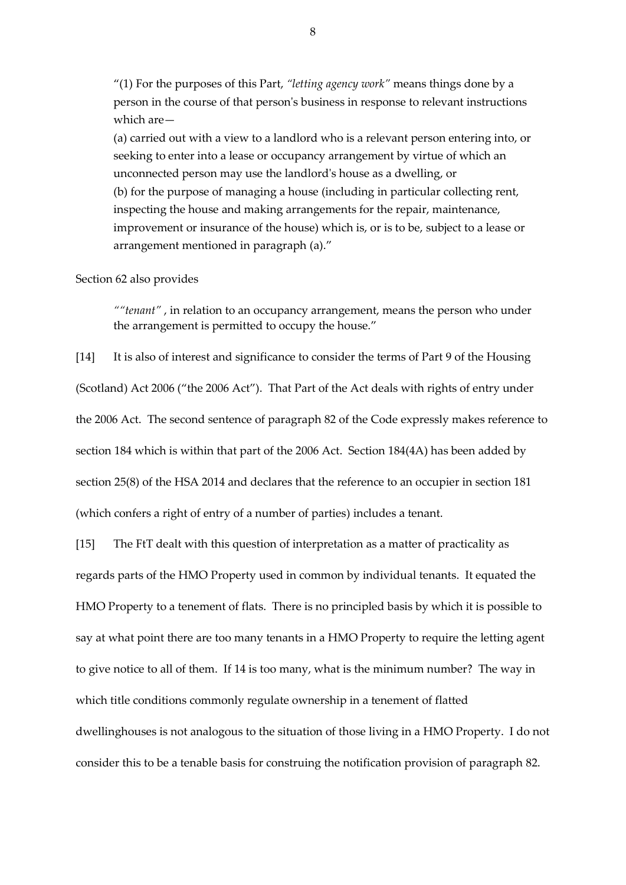"(1) For the purposes of this Part, *"letting agency work"* means things done by a person in the course of that person's business in response to relevant instructions which are—

(a) carried out with a view to a landlord who is a relevant person entering into, or seeking to enter into a lease or occupancy arrangement by virtue of which an unconnected person may use the landlord's house as a dwelling, or

(b) for the purpose of managing a house (including in particular collecting rent, inspecting the house and making arrangements for the repair, maintenance, improvement or insurance of the house) which is, or is to be, subject to a lease or arrangement mentioned in paragraph (a)."

Section 62 also provides

> *""tenant"* , in relation to an occupancy arrangement, means the person who under the arrangement is permitted to occupy the house."

[14] It is also of interest and significance to consider the terms of Part 9 of the Housing (Scotland) Act 2006 ("the 2006 Act"). That Part of the Act deals with rights of entry under the 2006 Act. The second sentence of paragraph 82 of the Code expressly makes reference to section 184 which is within that part of the 2006 Act. Section 184(4A) has been added by section 25(8) of the HSA 2014 and declares that the reference to an occupier in section 181 (which confers a right of entry of a number of parties) includes a tenant.

[15] The FtT dealt with this question of interpretation as a matter of practicality as regards parts of the HMO Property used in common by individual tenants. It equated the HMO Property to a tenement of flats. There is no principled basis by which it is possible to say at what point there are too many tenants in a HMO Property to require the letting agent to give notice to all of them. If 14 is too many, what is the minimum number? The way in which title conditions commonly regulate ownership in a tenement of flatted dwellinghouses is not analogous to the situation of those living in a HMO Property. I do not consider this to be a tenable basis for construing the notification provision of paragraph 82.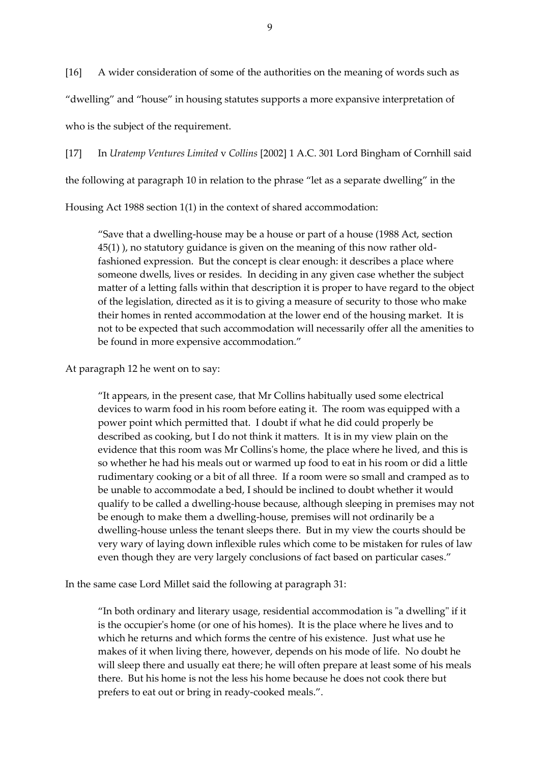[16] A wider consideration of some of the authorities on the meaning of words such as "dwelling" and "house" in housing statutes supports a more expansive interpretation of who is the subject of the requirement.

[17] In *Uratemp Ventures Limited* v *Collins* [2002] 1 A.C. 301 Lord Bingham of Cornhill said the following at paragraph 10 in relation to the phrase "let as a separate dwelling" in the Housing Act 1988 section 1(1) in the context of shared accommodation:

> "Save that a dwelling-house may be a house or part of a house (1988 Act, section 45(1) ), no statutory guidance is given on the meaning of this now rather old-fashioned expression. But the concept is clear enough: it describes a place where someone dwells, lives or resides. In deciding in any given case whether the subject matter of a letting falls within that description it is proper to have regard to the object of the legislation, directed as it is to giving a measure of security to those who make their homes in rented accommodation at the lower end of the housing market. It is not to be expected that such accommodation will necessarily offer all the amenities to be found in more expensive accommodation."

At paragraph 12 he went on to say:

> "It appears, in the present case, that Mr Collins habitually used some electrical devices to warm food in his room before eating it. The room was equipped with a power point which permitted that. I doubt if what he did could properly be described as cooking, but I do not think it matters. It is in my view plain on the evidence that this room was Mr Collins's home, the place where he lived, and this is so whether he had his meals out or warmed up food to eat in his room or did a little rudimentary cooking or a bit of all three. If a room were so small and cramped as to be unable to accommodate a bed, I should be inclined to doubt whether it would qualify to be called a dwelling-house because, although sleeping in premises may not be enough to make them a dwelling-house, premises will not ordinarily be a dwelling-house unless the tenant sleeps there. But in my view the courts should be very wary of laying down inflexible rules which come to be mistaken for rules of law even though they are very largely conclusions of fact based on particular cases."

In the same case Lord Millet said the following at paragraph 31:

> "In both ordinary and literary usage, residential accommodation is "a dwelling" if it is the occupier's home (or one of his homes). It is the place where he lives and to which he returns and which forms the centre of his existence. Just what use he makes of it when living there, however, depends on his mode of life. No doubt he will sleep there and usually eat there; he will often prepare at least some of his meals there. But his home is not the less his home because he does not cook there but prefers to eat out or bring in ready-cooked meals.".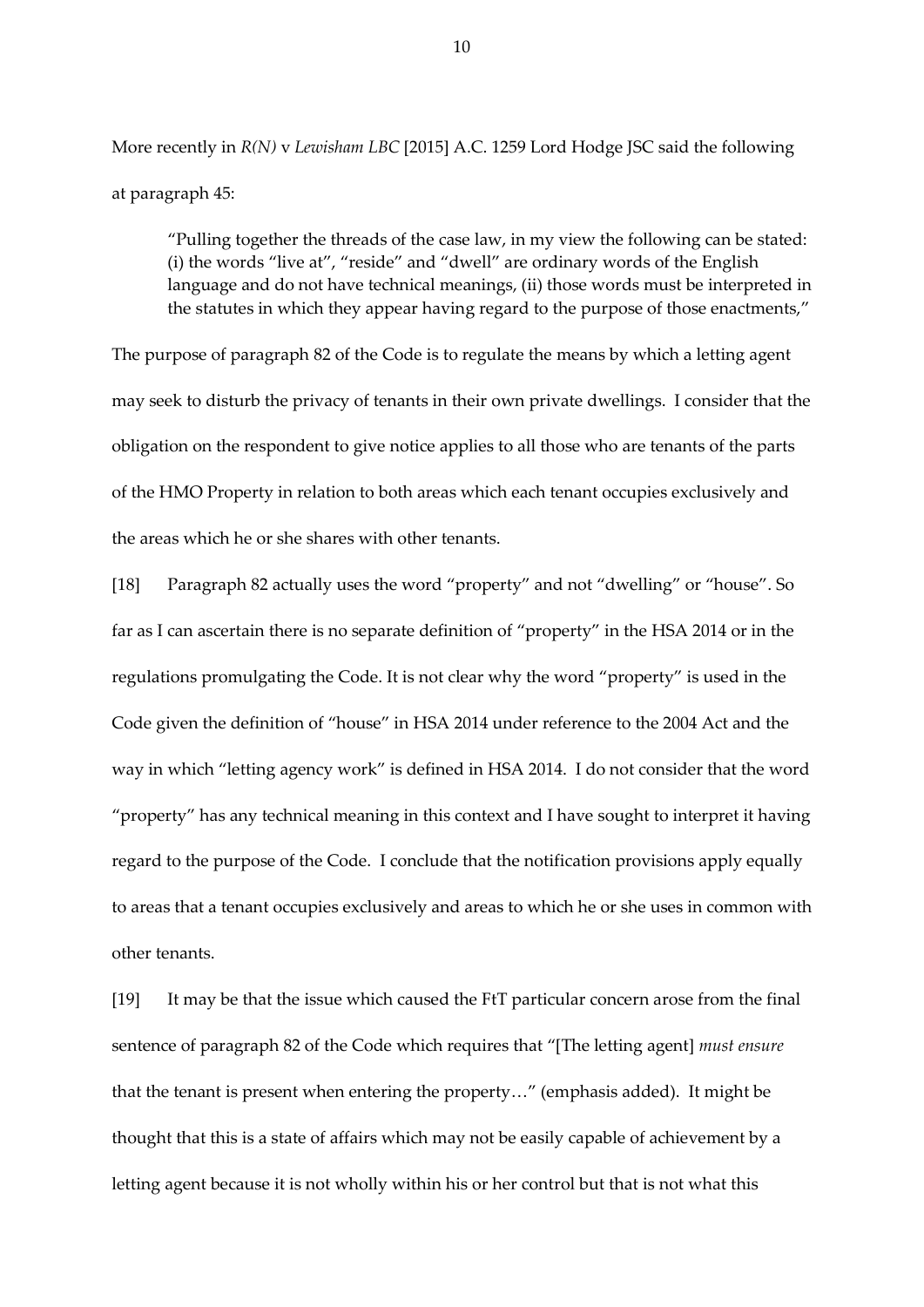More recently in *R(N)* v *Lewisham LBC* [2015] A.C. 1259 Lord Hodge JSC said the following at paragraph 45:

> "Pulling together the threads of the case law, in my view the following can be stated: (i) the words "live at", "reside" and "dwell" are ordinary words of the English language and do not have technical meanings, (ii) those words must be interpreted in the statutes in which they appear having regard to the purpose of those enactments,"

The purpose of paragraph 82 of the Code is to regulate the means by which a letting agent may seek to disturb the privacy of tenants in their own private dwellings. I consider that the obligation on the respondent to give notice applies to all those who are tenants of the parts of the HMO Property in relation to both areas which each tenant occupies exclusively and the areas which he or she shares with other tenants.

[18] Paragraph 82 actually uses the word "property" and not "dwelling" or "house". So far as I can ascertain there is no separate definition of "property" in the HSA 2014 or in the regulations promulgating the Code. It is not clear why the word "property" is used in the Code given the definition of "house" in HSA 2014 under reference to the 2004 Act and the way in which "letting agency work" is defined in HSA 2014. I do not consider that the word "property" has any technical meaning in this context and I have sought to interpret it having regard to the purpose of the Code. I conclude that the notification provisions apply equally to areas that a tenant occupies exclusively and areas to which he or she uses in common with other tenants.

[19] It may be that the issue which caused the FtT particular concern arose from the final sentence of paragraph 82 of the Code which requires that "[The letting agent] *must ensure* that the tenant is present when entering the property…" (emphasis added). It might be thought that this is a state of affairs which may not be easily capable of achievement by a letting agent because it is not wholly within his or her control but that is not what this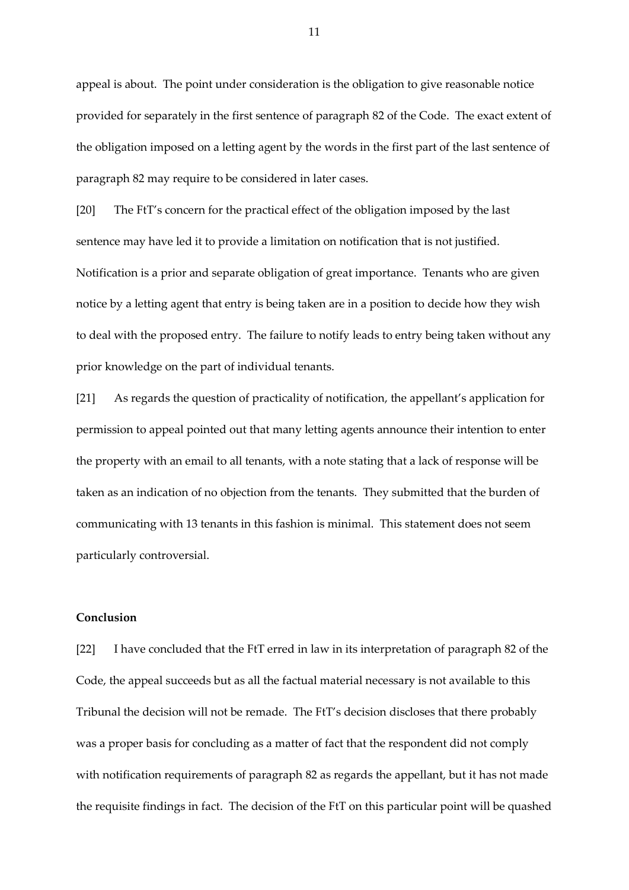appeal is about. The point under consideration is the obligation to give reasonable notice provided for separately in the first sentence of paragraph 82 of the Code. The exact extent of the obligation imposed on a letting agent by the words in the first part of the last sentence of paragraph 82 may require to be considered in later cases.

[20] The FtT's concern for the practical effect of the obligation imposed by the last sentence may have led it to provide a limitation on notification that is not justified. Notification is a prior and separate obligation of great importance. Tenants who are given notice by a letting agent that entry is being taken are in a position to decide how they wish to deal with the proposed entry. The failure to notify leads to entry being taken without any prior knowledge on the part of individual tenants.

[21] As regards the question of practicality of notification, the appellant's application for permission to appeal pointed out that many letting agents announce their intention to enter the property with an email to all tenants, with a note stating that a lack of response will be taken as an indication of no objection from the tenants. They submitted that the burden of communicating with 13 tenants in this fashion is minimal. This statement does not seem particularly controversial.

**Conclusion**

[22] I have concluded that the FtT erred in law in its interpretation of paragraph 82 of the Code, the appeal succeeds but as all the factual material necessary is not available to this Tribunal the decision will not be remade. The FtT's decision discloses that there probably was a proper basis for concluding as a matter of fact that the respondent did not comply with notification requirements of paragraph 82 as regards the appellant, but it has not made the requisite findings in fact. The decision of the FtT on this particular point will be quashed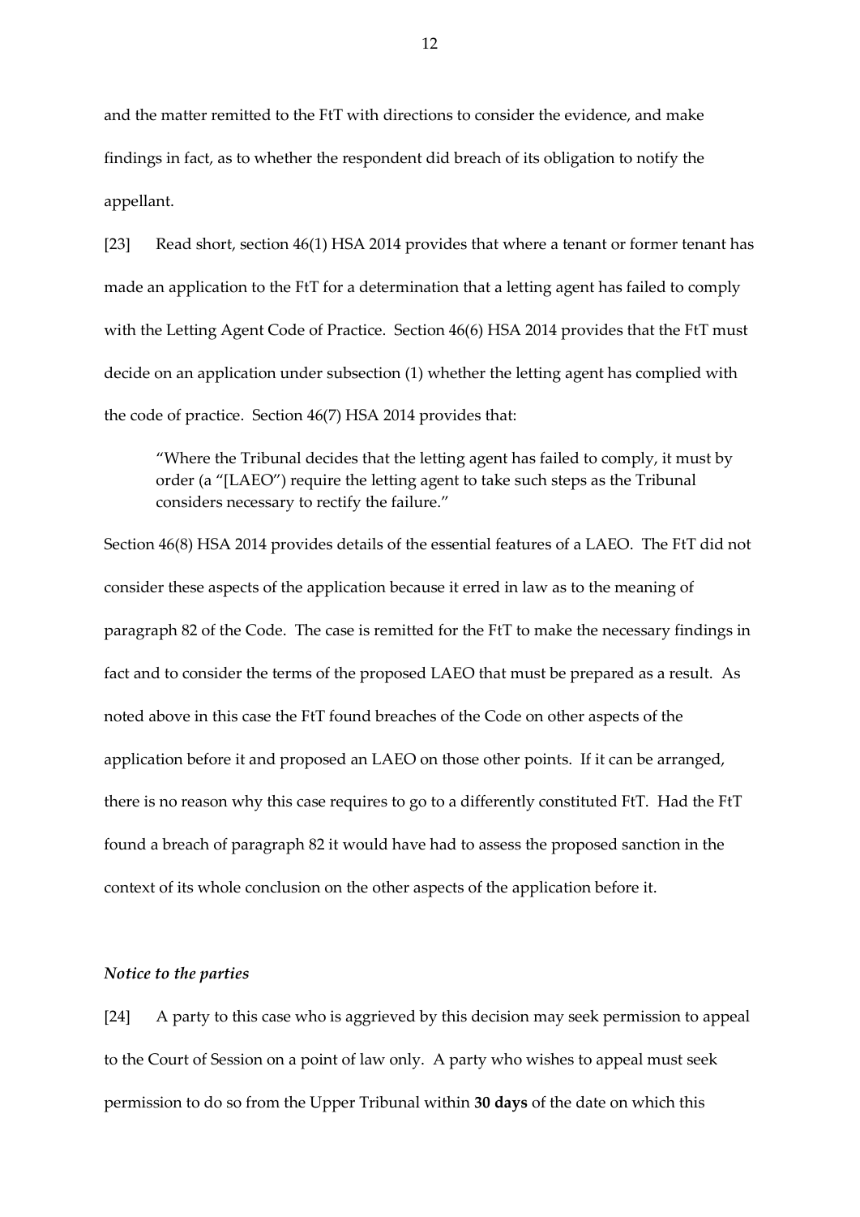and the matter remitted to the FtT with directions to consider the evidence, and make findings in fact, as to whether the respondent did breach of its obligation to notify the appellant.

[23] Read short, section 46(1) HSA 2014 provides that where a tenant or former tenant has made an application to the FtT for a determination that a letting agent has failed to comply with the Letting Agent Code of Practice. Section 46(6) HSA 2014 provides that the FtT must decide on an application under subsection (1) whether the letting agent has complied with the code of practice. Section 46(7) HSA 2014 provides that:

> "Where the Tribunal decides that the letting agent has failed to comply, it must by order (a "[LAEO") require the letting agent to take such steps as the Tribunal considers necessary to rectify the failure."

Section 46(8) HSA 2014 provides details of the essential features of a LAEO. The FtT did not consider these aspects of the application because it erred in law as to the meaning of paragraph 82 of the Code. The case is remitted for the FtT to make the necessary findings in fact and to consider the terms of the proposed LAEO that must be prepared as a result. As noted above in this case the FtT found breaches of the Code on other aspects of the application before it and proposed an LAEO on those other points. If it can be arranged, there is no reason why this case requires to go to a differently constituted FtT. Had the FtT found a breach of paragraph 82 it would have had to assess the proposed sanction in the context of its whole conclusion on the other aspects of the application before it.

### *Notice to the parties*

[24] A party to this case who is aggrieved by this decision may seek permission to appeal to the Court of Session on a point of law only. A party who wishes to appeal must seek permission to do so from the Upper Tribunal within **30 days** of the date on which this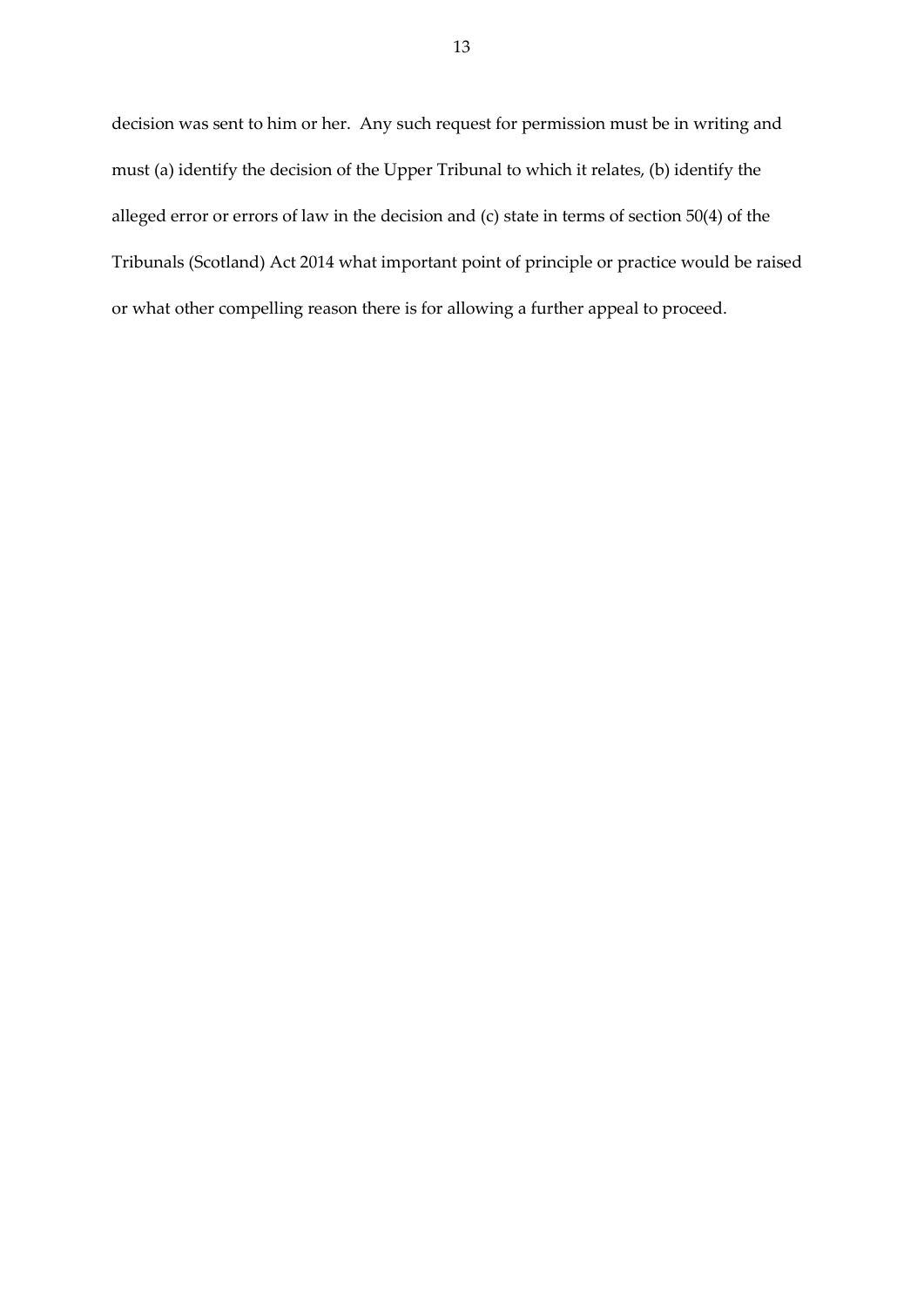decision was sent to him or her. Any such request for permission must be in writing and must (a) identify the decision of the Upper Tribunal to which it relates, (b) identify the alleged error or errors of law in the decision and (c) state in terms of section 50(4) of the Tribunals (Scotland) Act 2014 what important point of principle or practice would be raised or what other compelling reason there is for allowing a further appeal to proceed.